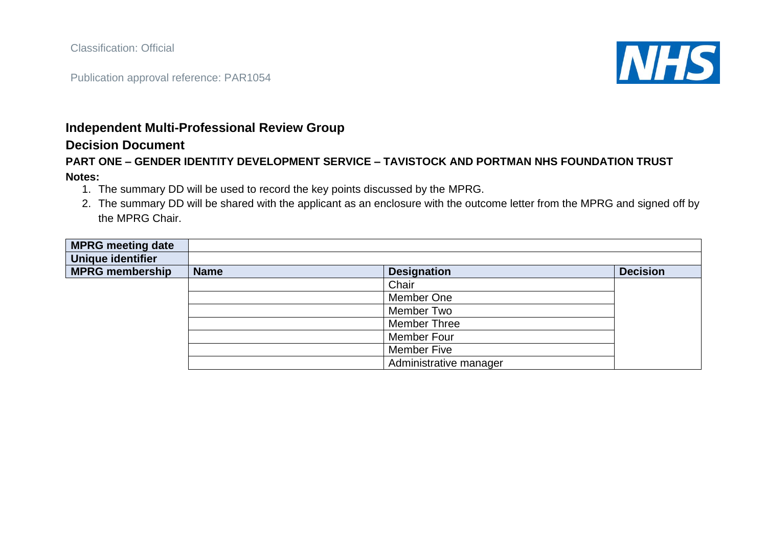Classification: Official

Publication approval reference: PAR1054

## Independent Multi-Professional Review Group

## Decision Document

### PART ONE – GENDER IDENTITY DEVELOPMENT SERVICE – TAVISTOCK AND PORTMAN NHS FOUNDATION TRUST

**Notes:**

1. The summary DD will be used to record the key points discussed by the MPRG.
2. The summary DD will be shared with the applicant as an enclosure with the outcome letter from the MPRG and signed off by the MPRG Chair.

| **MPRG meeting date** | | | |
|---|---|---|---|
| **Unique identifier** | | | |
| **MPRG membership** | **Name** | **Designation** | **Decision** |
| | | Chair | |
| | | Member One | |
| | | Member Two | |
| | | Member Three | |
| | | Member Four | |
| | | Member Five | |
| | | Administrative manager | |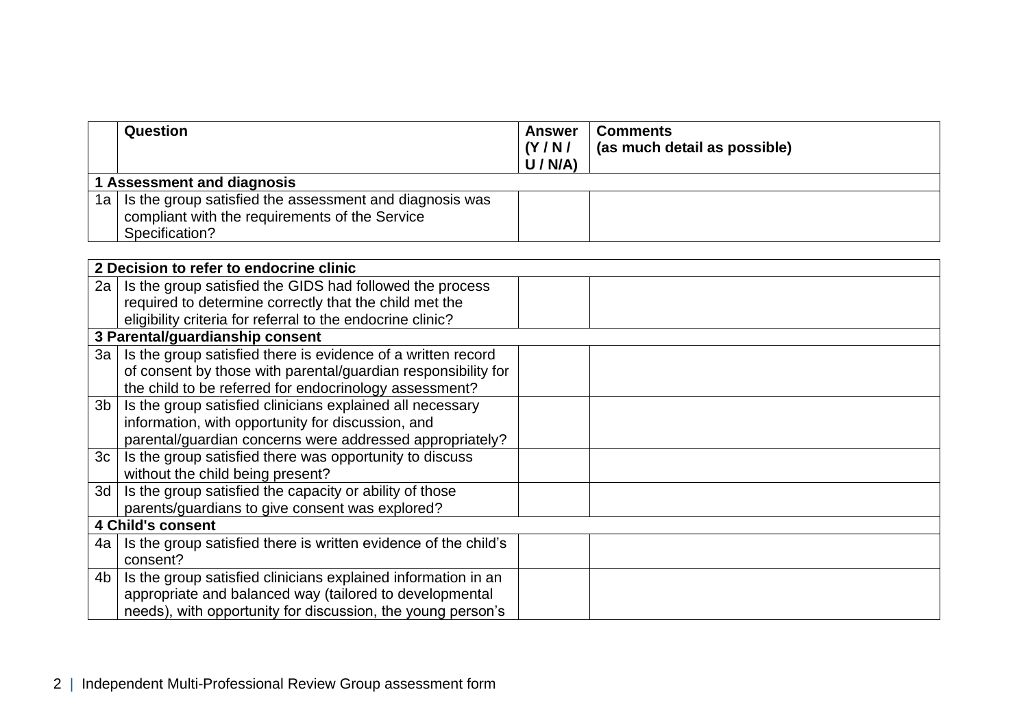|  | Question | Answer (Y / N / U / N/A) | Comments (as much detail as possible) |
|---|---|---|---|
| **1 Assessment and diagnosis** | | | |
| 1a | Is the group satisfied the assessment and diagnosis was compliant with the requirements of the Service Specification? | | |

| **2 Decision to refer to endocrine clinic** | | | |
|---|---|---|---|
| 2a | Is the group satisfied the GIDS had followed the process required to determine correctly that the child met the eligibility criteria for referral to the endocrine clinic? | | |
| **3 Parental/guardianship consent** | | | |
| 3a | Is the group satisfied there is evidence of a written record of consent by those with parental/guardian responsibility for the child to be referred for endocrinology assessment? | | |
| 3b | Is the group satisfied clinicians explained all necessary information, with opportunity for discussion, and parental/guardian concerns were addressed appropriately? | | |
| 3c | Is the group satisfied there was opportunity to discuss without the child being present? | | |
| 3d | Is the group satisfied the capacity or ability of those parents/guardians to give consent was explored? | | |
| **4 Child's consent** | | | |
| 4a | Is the group satisfied there is written evidence of the child's consent? | | |
| 4b | Is the group satisfied clinicians explained information in an appropriate and balanced way (tailored to developmental needs), with opportunity for discussion, the young person's | | |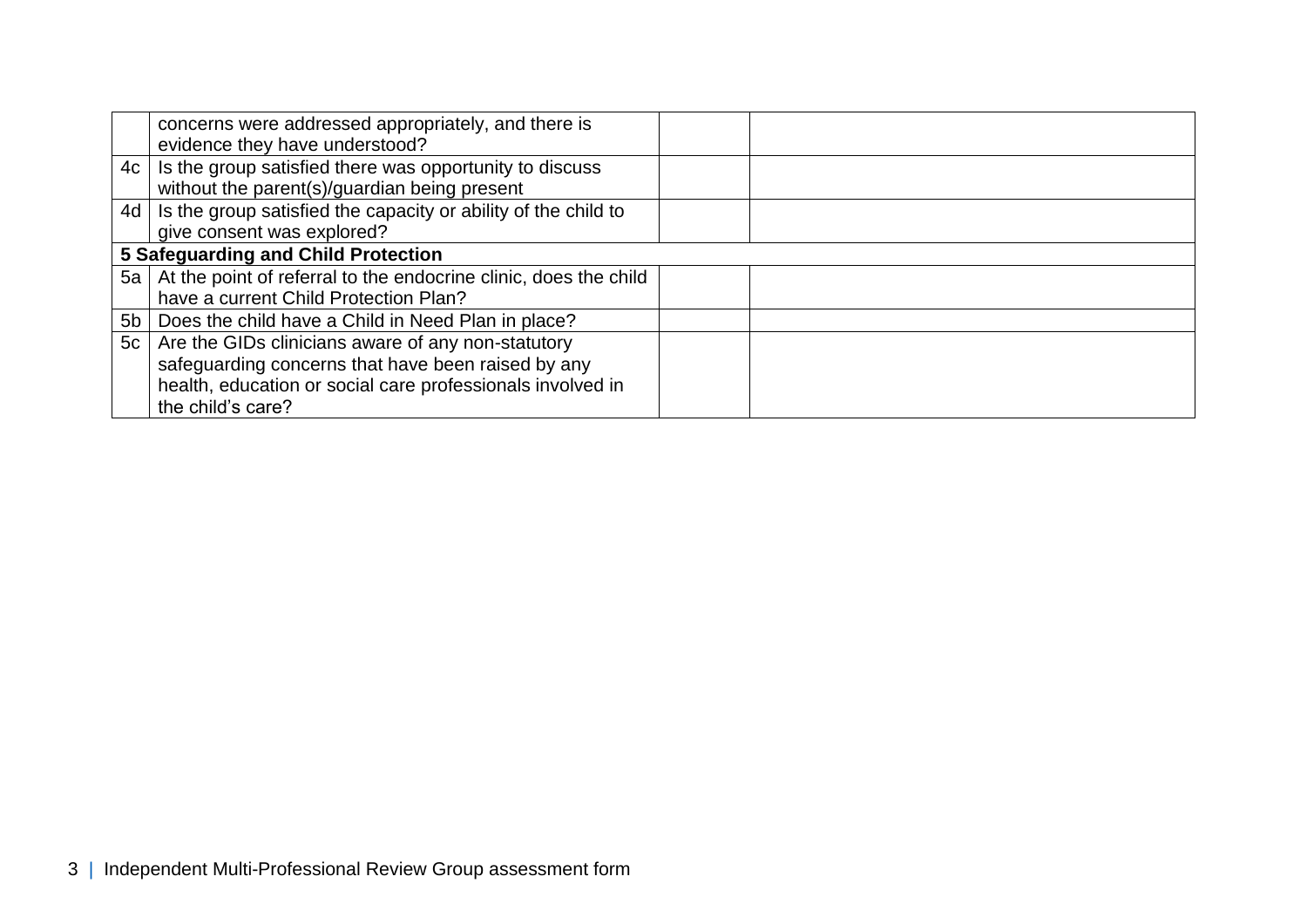| | | | |
|---|---|---|---|
| | concerns were addressed appropriately, and there is evidence they have understood? | | |
| 4c | Is the group satisfied there was opportunity to discuss without the parent(s)/guardian being present | | |
| 4d | Is the group satisfied the capacity or ability of the child to give consent was explored? | | |
| **5 Safeguarding and Child Protection** | | | |
| 5a | At the point of referral to the endocrine clinic, does the child have a current Child Protection Plan? | | |
| 5b | Does the child have a Child in Need Plan in place? | | |
| 5c | Are the GIDs clinicians aware of any non-statutory safeguarding concerns that have been raised by any health, education or social care professionals involved in the child's care? | | |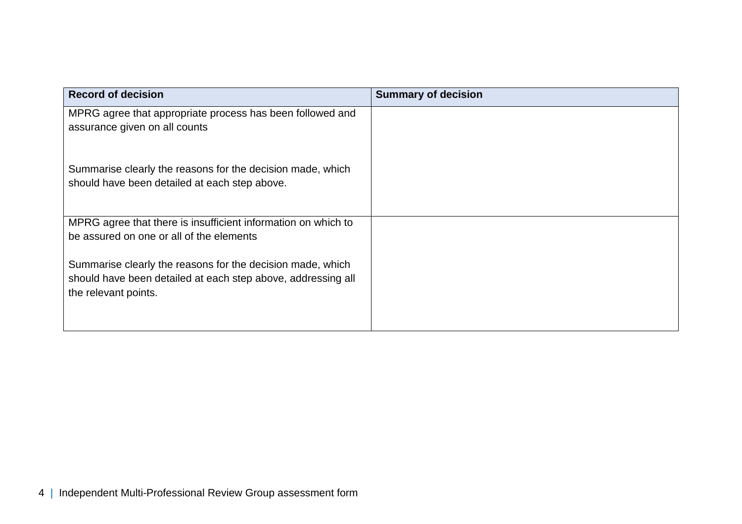| Record of decision | Summary of decision |
|---|---|
| MPRG agree that appropriate process has been followed and assurance given on all counts<br><br>Summarise clearly the reasons for the decision made, which should have been detailed at each step above. | |
| MPRG agree that there is insufficient information on which to be assured on one or all of the elements<br><br>Summarise clearly the reasons for the decision made, which should have been detailed at each step above, addressing all the relevant points. | |